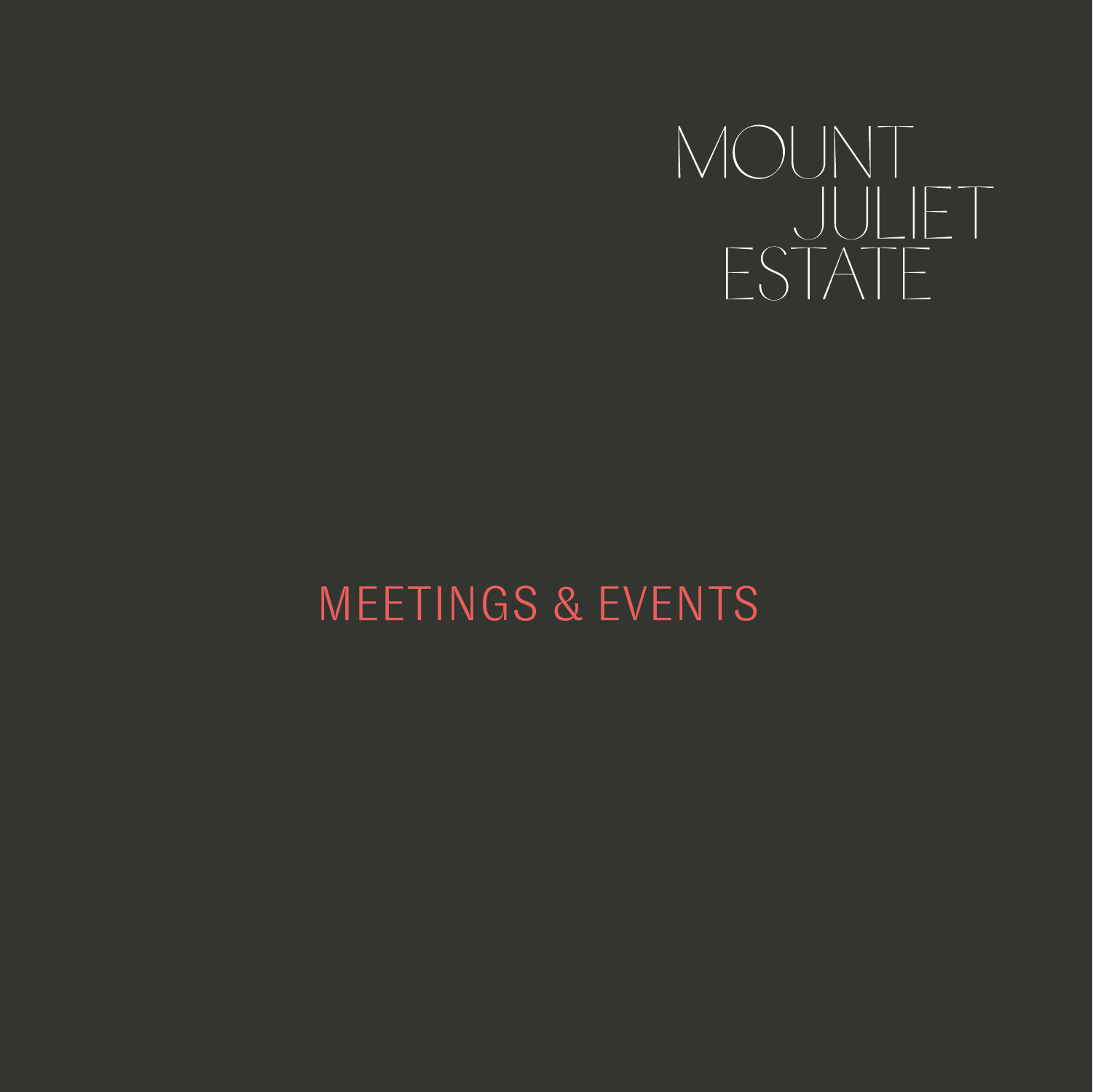# MOUNT JULIET ESTATE

## MEETINGS & EVENTS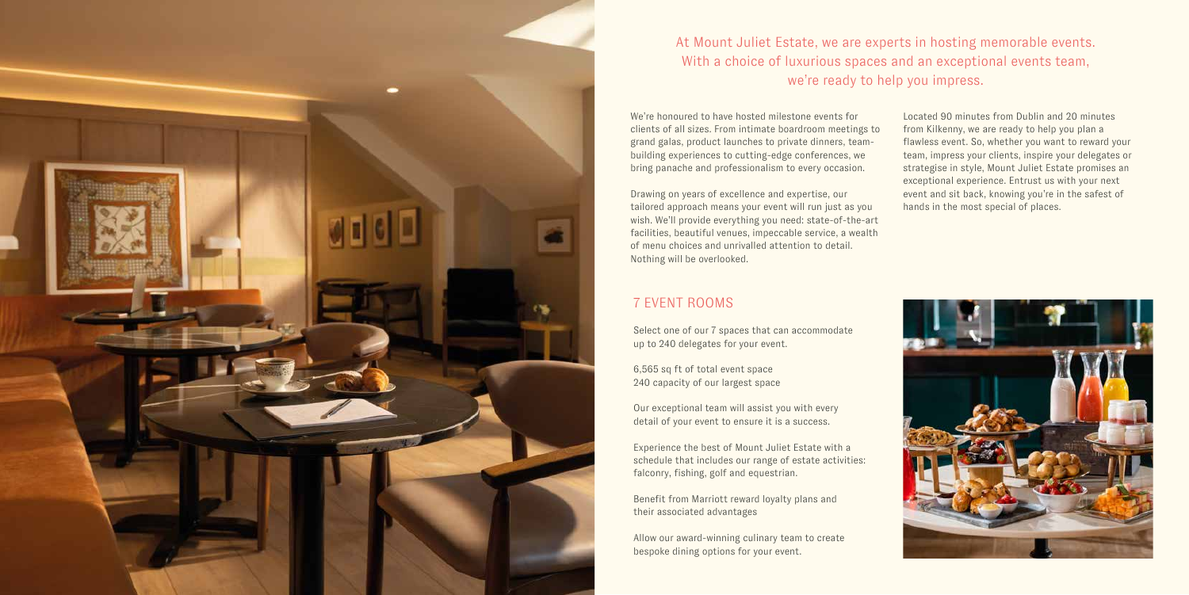At Mount Juliet Estate, we are experts in hosting memorable events. With a choice of luxurious spaces and an exceptional events team, we're ready to help you impress.

We're honoured to have hosted milestone events for clients of all sizes. From intimate boardroom meetings to grand galas, product launches to private dinners, team-building experiences to cutting-edge conferences, we bring panache and professionalism to every occasion.

Drawing on years of excellence and expertise, our tailored approach means your event will run just as you wish. We'll provide everything you need: state-of-the-art facilities, beautiful venues, impeccable service, a wealth of menu choices and unrivalled attention to detail. Nothing will be overlooked.

Located 90 minutes from Dublin and 20 minutes from Kilkenny, we are ready to help you plan a flawless event. So, whether you want to reward your team, impress your clients, inspire your delegates or strategise in style, Mount Juliet Estate promises an exceptional experience. Entrust us with your next event and sit back, knowing you're in the safest of hands in the most special of places.

## 7 EVENT ROOMS

Select one of our 7 spaces that can accommodate up to 240 delegates for your event.

6,565 sq ft of total event space
240 capacity of our largest space

Our exceptional team will assist you with every detail of your event to ensure it is a success.

Experience the best of Mount Juliet Estate with a schedule that includes our range of estate activities: falconry, fishing, golf and equestrian.

Benefit from Marriott reward loyalty plans and their associated advantages

Allow our award-winning culinary team to create bespoke dining options for your event.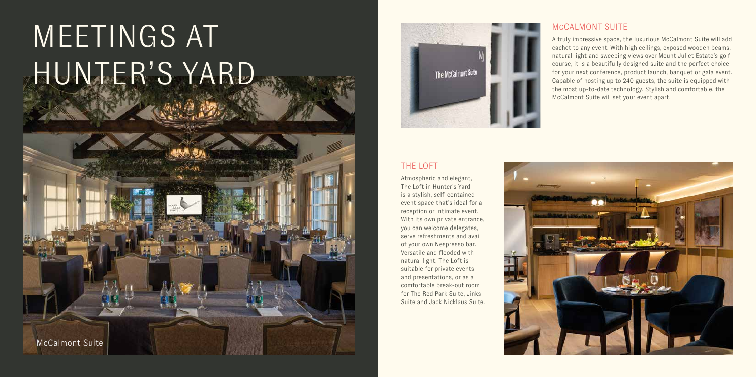# MEETINGS AT HUNTER'S YARD

McCalmont Suite

## McCALMONT SUITE

A truly impressive space, the luxurious McCalmont Suite will add cachet to any event. With high ceilings, exposed wooden beams, natural light and sweeping views over Mount Juliet Estate's golf course, it is a beautifully designed suite and the perfect choice for your next conference, product launch, banquet or gala event. Capable of hosting up to 240 guests, the suite is equipped with the most up-to-date technology. Stylish and comfortable, the McCalmont Suite will set your event apart.

## THE LOFT

Atmospheric and elegant, The Loft in Hunter's Yard is a stylish, self-contained event space that's ideal for a reception or intimate event. With its own private entrance, you can welcome delegates, serve refreshments and avail of your own Nespresso bar. Versatile and flooded with natural light, The Loft is suitable for private events and presentations, or as a comfortable break-out room for The Red Park Suite, Jinks Suite and Jack Nicklaus Suite.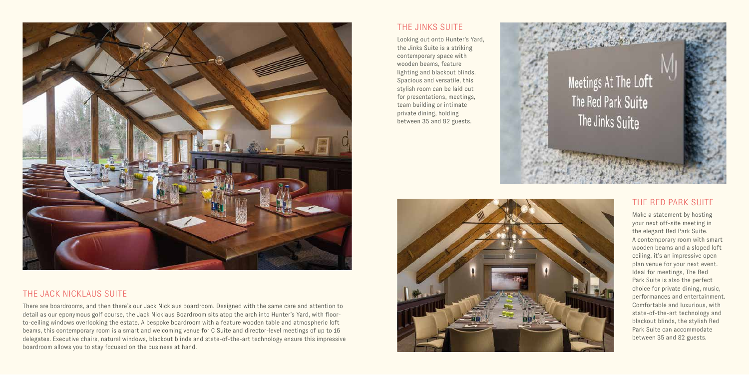## THE JINKS SUITE

Looking out onto Hunter's Yard, the Jinks Suite is a striking contemporary space with wooden beams, feature lighting and blackout blinds. Spacious and versatile, this stylish room can be laid out for presentations, meetings, team building or intimate private dining, holding between 35 and 82 guests.

Meetings At The Loft
The Red Park Suite
The Jinks Suite

## THE RED PARK SUITE

Make a statement by hosting your next off-site meeting in the elegant Red Park Suite. A contemporary room with smart wooden beams and a sloped loft ceiling, it's an impressive open plan venue for your next event. Ideal for meetings, The Red Park Suite is also the perfect choice for private dining, music, performances and entertainment. Comfortable and luxurious, with state-of-the-art technology and blackout blinds, the stylish Red Park Suite can accommodate between 35 and 82 guests.

## THE JACK NICKLAUS SUITE

There are boardrooms, and then there's our Jack Nicklaus boardroom. Designed with the same care and attention to detail as our eponymous golf course, the Jack Nicklaus Boardroom sits atop the arch into Hunter's Yard, with floor-to-ceiling windows overlooking the estate. A bespoke boardroom with a feature wooden table and atmospheric loft beams, this contemporary room is a smart and welcoming venue for C Suite and director-level meetings of up to 16 delegates. Executive chairs, natural windows, blackout blinds and state-of-the-art technology ensure this impressive boardroom allows you to stay focused on the business at hand.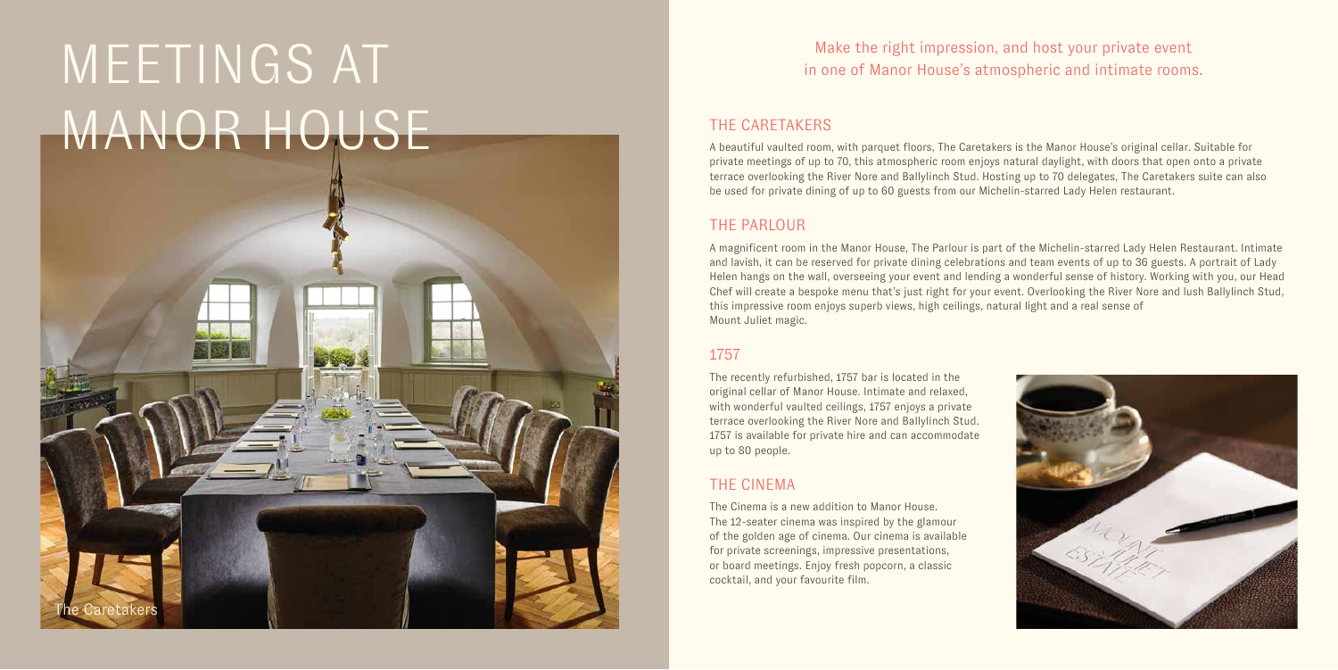# MEETINGS AT MANOR HOUSE

The Caretakers

Make the right impression, and host your private event in one of Manor House's atmospheric and intimate rooms.

## THE CARETAKERS

A beautiful vaulted room, with parquet floors, The Caretakers is the Manor House's original cellar. Suitable for private meetings of up to 70, this atmospheric room enjoys natural daylight, with doors that open onto a private terrace overlooking the River Nore and Ballylinch Stud. Hosting up to 70 delegates, The Caretakers suite can also be used for private dining of up to 60 guests from our Michelin-starred Lady Helen restaurant.

## THE PARLOUR

A magnificent room in the Manor House, The Parlour is part of the Michelin-starred Lady Helen Restaurant. Intimate and lavish, it can be reserved for private dining celebrations and team events of up to 36 guests. A portrait of Lady Helen hangs on the wall, overseeing your event and lending a wonderful sense of history. Working with you, our Head Chef will create a bespoke menu that's just right for your event. Overlooking the River Nore and lush Ballylinch Stud, this impressive room enjoys superb views, high ceilings, natural light and a real sense of Mount Juliet magic.

## 1757

The recently refurbished, 1757 bar is located in the original cellar of Manor House. Intimate and relaxed, with wonderful vaulted ceilings, 1757 enjoys a private terrace overlooking the River Nore and Ballylinch Stud. 1757 is available for private hire and can accommodate up to 80 people.

## THE CINEMA

The Cinema is a new addition to Manor House. The 12-seater cinema was inspired by the glamour of the golden age of cinema. Our cinema is available for private screenings, impressive presentations, or board meetings. Enjoy fresh popcorn, a classic cocktail, and your favourite film.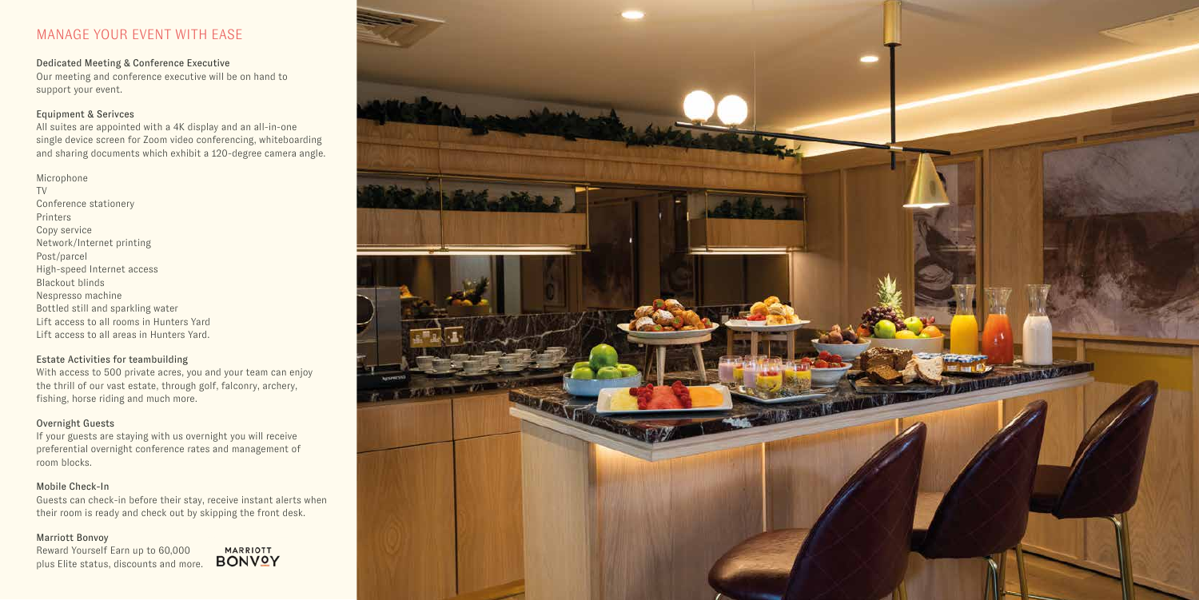# MANAGE YOUR EVENT WITH EASE

**Dedicated Meeting & Conference Executive**

Our meeting and conference executive will be on hand to support your event.

**Equipment & Serivces**

All suites are appointed with a 4K display and an all-in-one single device screen for Zoom video conferencing, whiteboarding and sharing documents which exhibit a 120-degree camera angle.

Microphone
TV
Conference stationery
Printers
Copy service
Network/Internet printing
Post/parcel
High-speed Internet access
Blackout blinds
Nespresso machine
Bottled still and sparkling water
Lift access to all rooms in Hunters Yard
Lift access to all areas in Hunters Yard.

**Estate Activities for teambuilding**

With access to 500 private acres, you and your team can enjoy the thrill of our vast estate, through golf, falconry, archery, fishing, horse riding and much more.

**Overnight Guests**

If your guests are staying with us overnight you will receive preferential overnight conference rates and management of room blocks.

**Mobile Check-In**

Guests can check-in before their stay, receive instant alerts when their room is ready and check out by skipping the front desk.

**Marriott Bonvoy**

Reward Yourself Earn up to 60,000 plus Elite status, discounts and more.

MARRIOTT BONVOY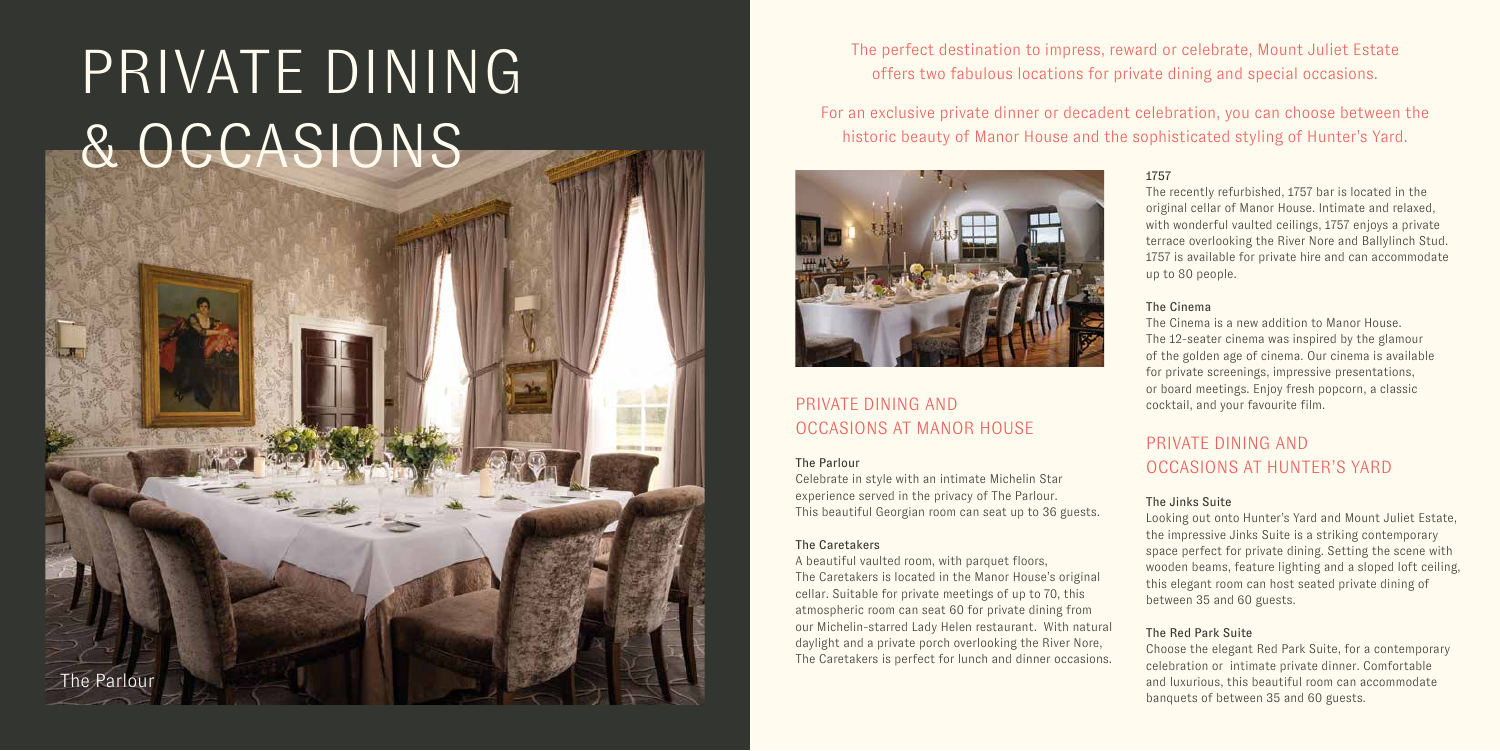# PRIVATE DINING & OCCASIONS

The Parlour

The perfect destination to impress, reward or celebrate, Mount Juliet Estate offers two fabulous locations for private dining and special occasions.

For an exclusive private dinner or decadent celebration, you can choose between the historic beauty of Manor House and the sophisticated styling of Hunter's Yard.

## PRIVATE DINING AND OCCASIONS AT MANOR HOUSE

### The Parlour

Celebrate in style with an intimate Michelin Star experience served in the privacy of The Parlour. This beautiful Georgian room can seat up to 36 guests.

### The Caretakers

A beautiful vaulted room, with parquet floors, The Caretakers is located in the Manor House's original cellar. Suitable for private meetings of up to 70, this atmospheric room can seat 60 for private dining from our Michelin-starred Lady Helen restaurant. With natural daylight and a private porch overlooking the River Nore, The Caretakers is perfect for lunch and dinner occasions.

### 1757

The recently refurbished, 1757 bar is located in the original cellar of Manor House. Intimate and relaxed, with wonderful vaulted ceilings, 1757 enjoys a private terrace overlooking the River Nore and Ballylinch Stud. 1757 is available for private hire and can accommodate up to 80 people.

### The Cinema

The Cinema is a new addition to Manor House. The 12-seater cinema was inspired by the glamour of the golden age of cinema. Our cinema is available for private screenings, impressive presentations, or board meetings. Enjoy fresh popcorn, a classic cocktail, and your favourite film.

## PRIVATE DINING AND OCCASIONS AT HUNTER'S YARD

### The Jinks Suite

Looking out onto Hunter's Yard and Mount Juliet Estate, the impressive Jinks Suite is a striking contemporary space perfect for private dining. Setting the scene with wooden beams, feature lighting and a sloped loft ceiling, this elegant room can host seated private dining of between 35 and 60 guests.

### The Red Park Suite

Choose the elegant Red Park Suite, for a contemporary celebration or intimate private dinner. Comfortable and luxurious, this beautiful room can accommodate banquets of between 35 and 60 guests.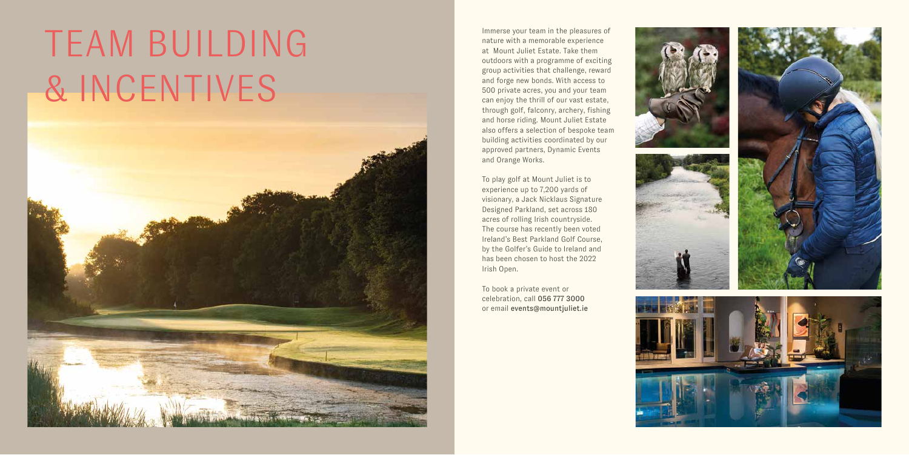# TEAM BUILDING & INCENTIVES

Immerse your team in the pleasures of nature with a memorable experience at Mount Juliet Estate. Take them outdoors with a programme of exciting group activities that challenge, reward and forge new bonds. With access to 500 private acres, you and your team can enjoy the thrill of our vast estate, through golf, falconry, archery, fishing and horse riding. Mount Juliet Estate also offers a selection of bespoke team building activities coordinated by our approved partners, Dynamic Events and Orange Works.

To play golf at Mount Juliet is to experience up to 7,200 yards of visionary, a Jack Nicklaus Signature Designed Parkland, set across 180 acres of rolling Irish countryside. The course has recently been voted Ireland's Best Parkland Golf Course, by the Golfer's Guide to Ireland and has been chosen to host the 2022 Irish Open.

To book a private event or celebration, call **056 777 3000** or email **events@mountjuliet.ie**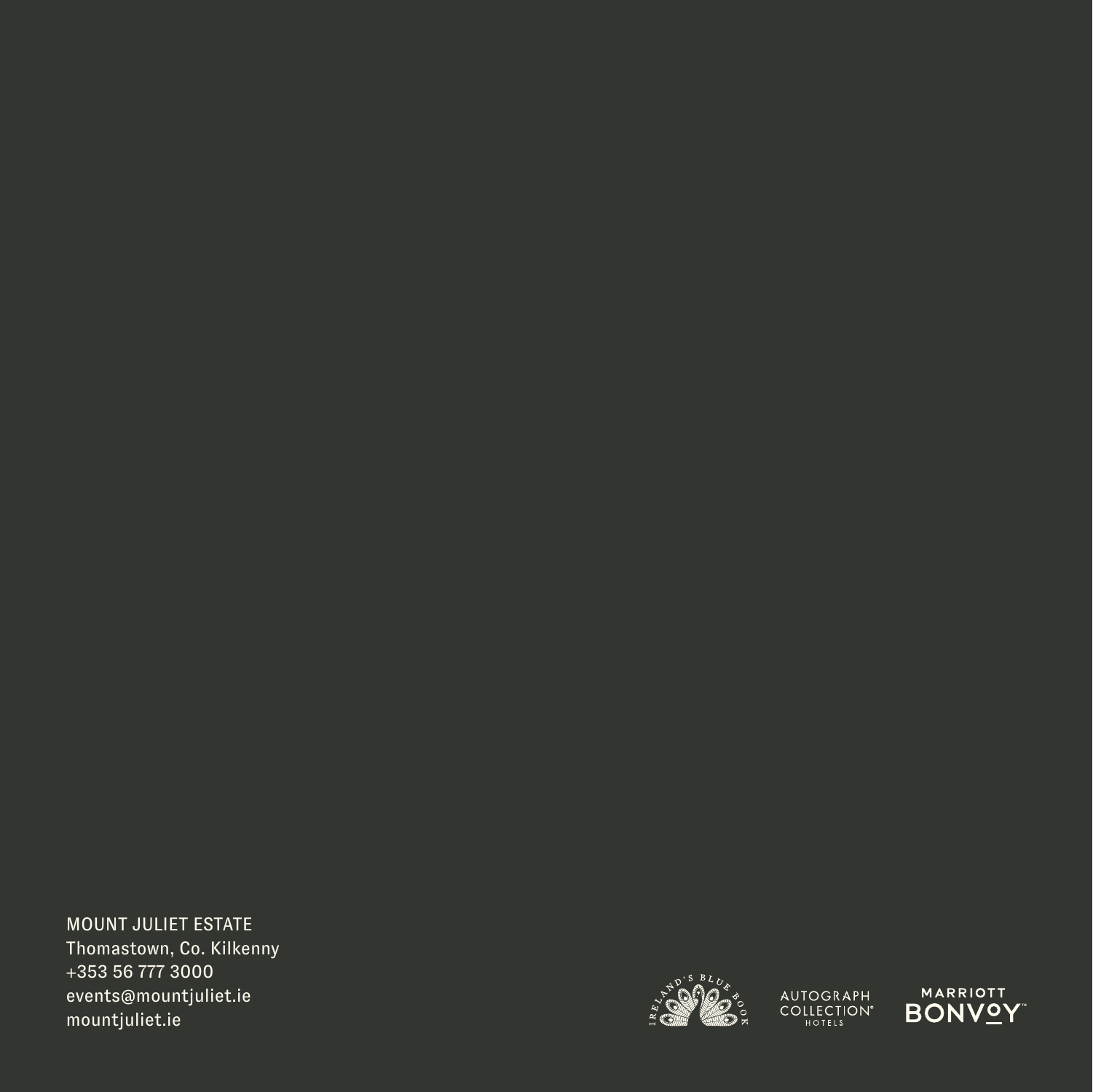MOUNT JULIET ESTATE
Thomastown, Co. Kilkenny
+353 56 777 3000
events@mountjuliet.ie
mountjuliet.ie